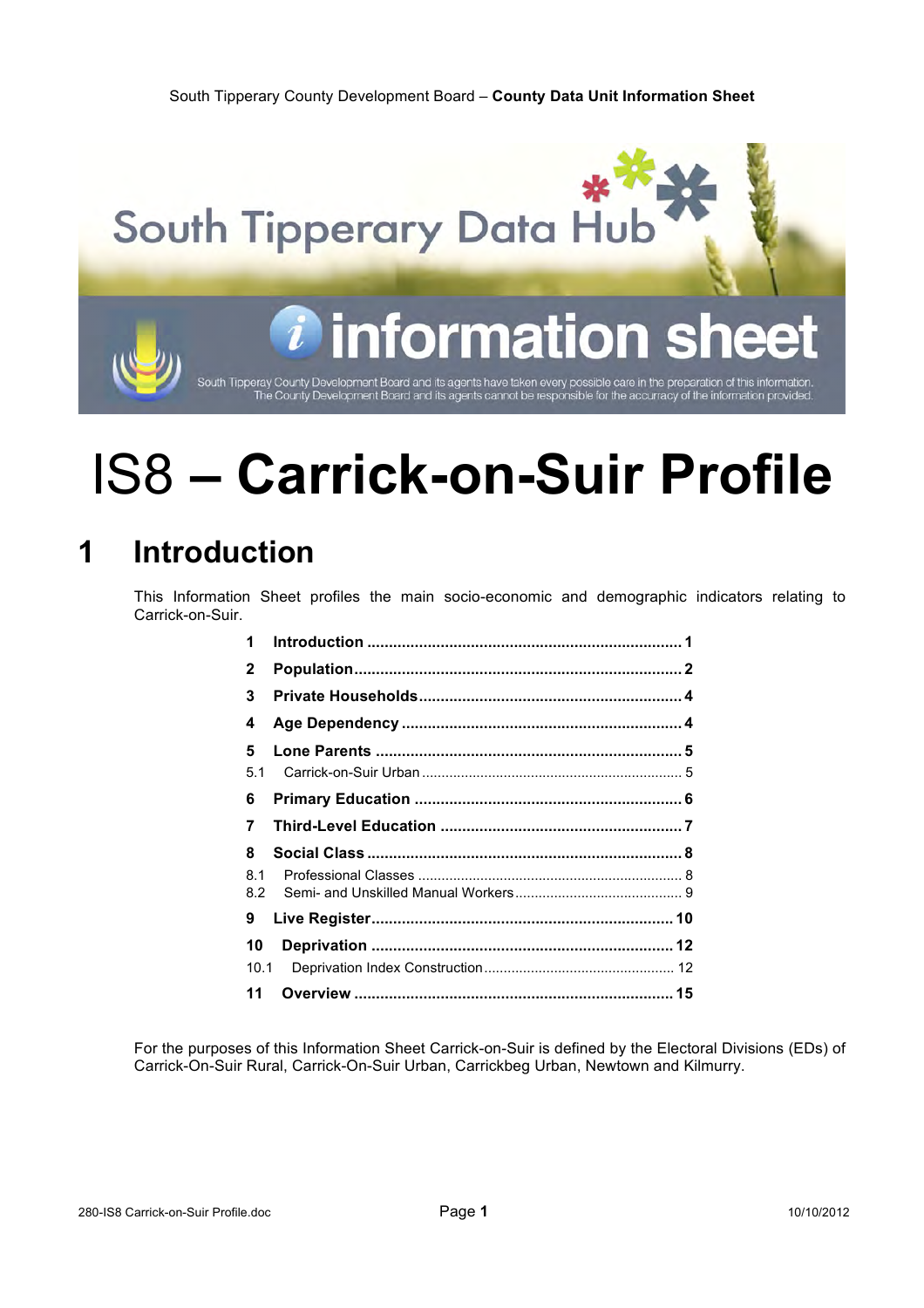# IS8 – Carrick-on-Suir Profile

## 1 Introduction

This Information Sheet profiles the main socio-economic and demographic indicators relating to Carrick-on-Suir.

- **1 Introduction** ........ 1
- **2 Population** ........ 2
- **3 Private Households** ........ 4
- **4 Age Dependency** ........ 4
- **5 Lone Parents** ........ 5
  - 5.1 Carrick-on-Suir Urban ........ 5
- **6 Primary Education** ........ 6
- **7 Third-Level Education** ........ 7
- **8 Social Class** ........ 8
  - 8.1 Professional Classes ........ 8
  - 8.2 Semi- and Unskilled Manual Workers ........ 9
- **9 Live Register** ........ 10
- **10 Deprivation** ........ 12
  - 10.1 Deprivation Index Construction ........ 12
- **11 Overview** ........ 15

For the purposes of this Information Sheet Carrick-on-Suir is defined by the Electoral Divisions (EDs) of Carrick-On-Suir Rural, Carrick-On-Suir Urban, Carrickbeg Urban, Newtown and Kilmurry.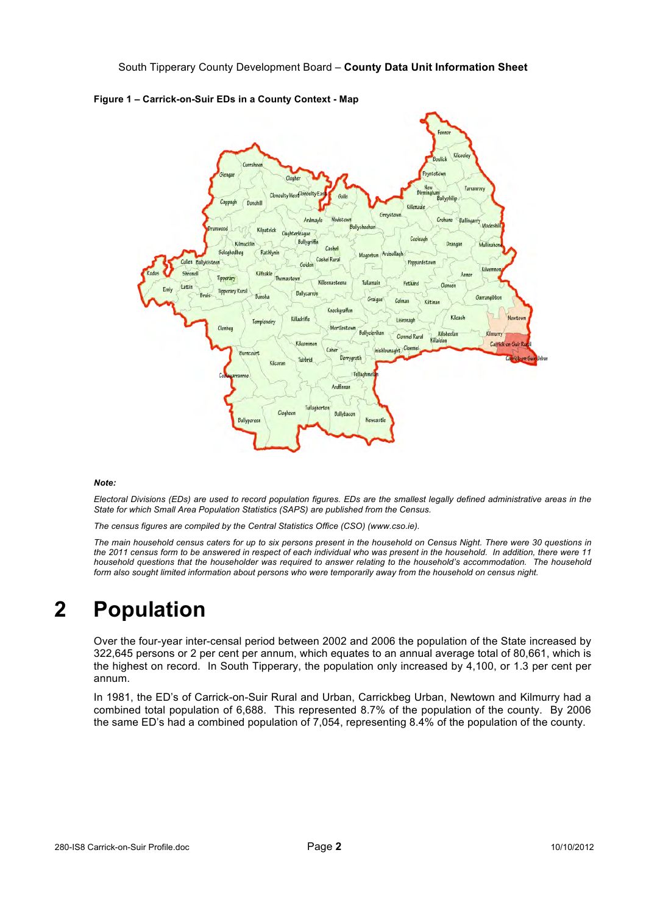**Figure 1 – Carrick-on-Suir EDs in a County Context - Map**

***Note:***

*Electoral Divisions (EDs) are used to record population figures. EDs are the smallest legally defined administrative areas in the State for which Small Area Population Statistics (SAPS) are published from the Census.*

*The census figures are compiled by the Central Statistics Office (CSO) (www.cso.ie).*

*The main household census caters for up to six persons present in the household on Census Night. There were 30 questions in the 2011 census form to be answered in respect of each individual who was present in the household. In addition, there were 11 household questions that the householder was required to answer relating to the household's accommodation. The household form also sought limited information about persons who were temporarily away from the household on census night.*

# 2 Population

Over the four-year inter-censal period between 2002 and 2006 the population of the State increased by 322,645 persons or 2 per cent per annum, which equates to an annual average total of 80,661, which is the highest on record. In South Tipperary, the population only increased by 4,100, or 1.3 per cent per annum.

In 1981, the ED's of Carrick-on-Suir Rural and Urban, Carrickbeg Urban, Newtown and Kilmurry had a combined total population of 6,688. This represented 8.7% of the population of the county. By 2006 the same ED's had a combined population of 7,054, representing 8.4% of the population of the county.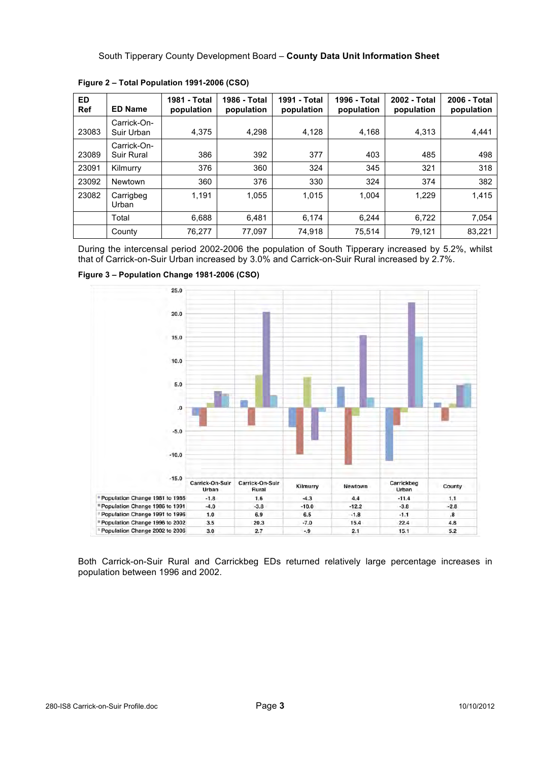**Figure 2 – Total Population 1991-2006 (CSO)**

| ED Ref | ED Name | 1981 - Total population | 1986 - Total population | 1991 - Total population | 1996 - Total population | 2002 - Total population | 2006 - Total population |
|---|---|---|---|---|---|---|---|
| 23083 | Carrick-On-Suir Urban | 4,375 | 4,298 | 4,128 | 4,168 | 4,313 | 4,441 |
| 23089 | Carrick-On-Suir Rural | 386 | 392 | 377 | 403 | 485 | 498 |
| 23091 | Kilmurry | 376 | 360 | 324 | 345 | 321 | 318 |
| 23092 | Newtown | 360 | 376 | 330 | 324 | 374 | 382 |
| 23082 | Carrigbeg Urban | 1,191 | 1,055 | 1,015 | 1,004 | 1,229 | 1,415 |
| | Total | 6,688 | 6,481 | 6,174 | 6,244 | 6,722 | 7,054 |
| | County | 76,277 | 77,097 | 74,918 | 75,514 | 79,121 | 83,221 |

During the intercensal period 2002-2006 the population of South Tipperary increased by 5.2%, whilst that of Carrick-on-Suir Urban increased by 3.0% and Carrick-on-Suir Rural increased by 2.7%.

**Figure 3 – Population Change 1981-2006 (CSO)**

| | Carrick-On-Suir Urban | Carrick-On-Suir Rural | Kilmurry | Newtown | Carrickbeg Urban | County |
|---|---|---|---|---|---|---|
| Population Change 1981 to 1986 | -1.8 | 1.6 | -4.3 | 4.4 | -11.4 | 1.1 |
| Population Change 1986 to 1991 | -4.0 | -3.8 | -10.0 | -12.2 | -3.8 | -2.8 |
| Population Change 1991 to 1996 | 1.0 | 6.9 | 6.5 | -1.8 | -1.1 | .8 |
| Population Change 1996 to 2002 | 3.5 | 20.3 | -7.0 | 15.4 | 22.4 | 4.8 |
| Population Change 2002 to 2006 | 3.0 | 2.7 | -.9 | 2.1 | 15.1 | 5.2 |

Both Carrick-on-Suir Rural and Carrickbeg EDs returned relatively large percentage increases in population between 1996 and 2002.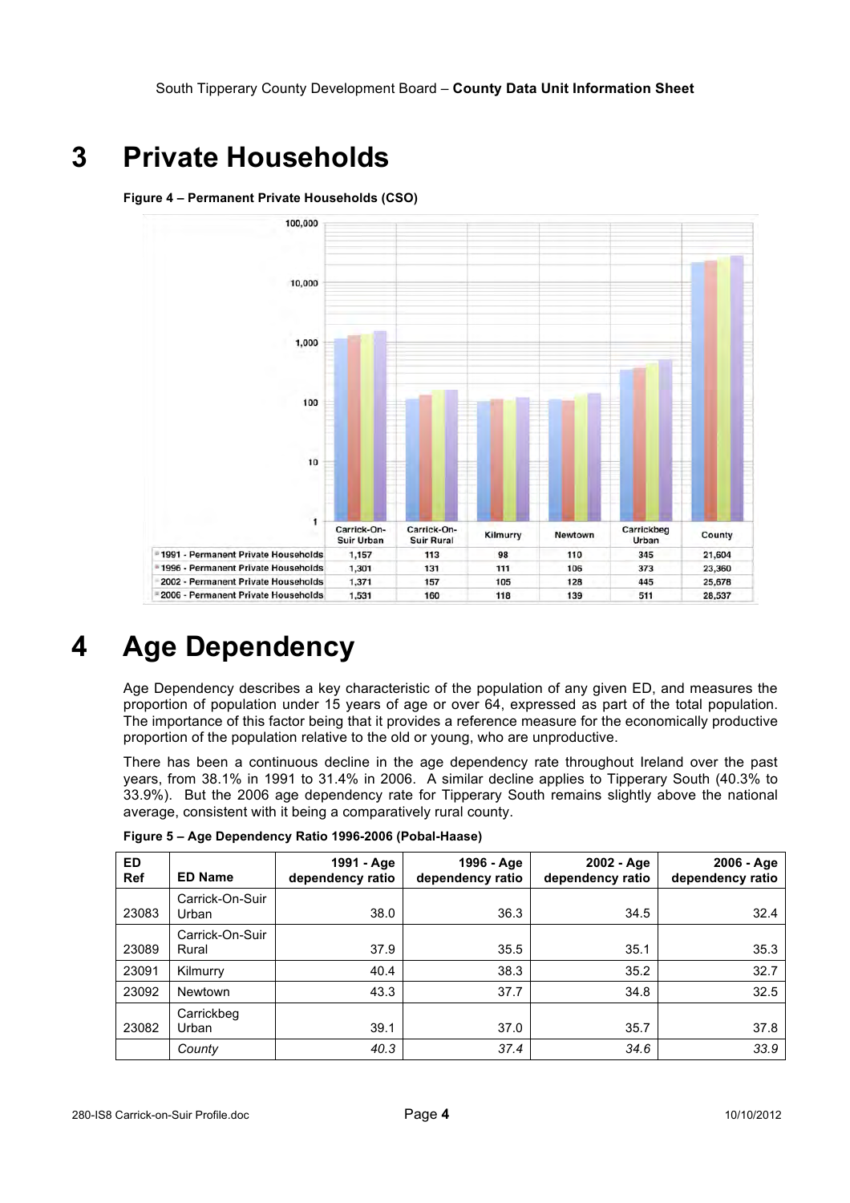# 3 Private Households

**Figure 4 – Permanent Private Households (CSO)**

| | Carrick-On-Suir Urban | Carrick-On-Suir Rural | Kilmurry | Newtown | Carrickbeg Urban | County |
|---|---|---|---|---|---|---|
| 1991 - Permanent Private Households | 1,157 | 113 | 98 | 110 | 345 | 21,604 |
| 1996 - Permanent Private Households | 1,301 | 131 | 111 | 106 | 373 | 23,360 |
| 2002 - Permanent Private Households | 1,371 | 157 | 105 | 128 | 445 | 25,678 |
| 2006 - Permanent Private Households | 1,531 | 160 | 118 | 139 | 511 | 28,537 |

# 4 Age Dependency

Age Dependency describes a key characteristic of the population of any given ED, and measures the proportion of population under 15 years of age or over 64, expressed as part of the total population. The importance of this factor being that it provides a reference measure for the economically productive proportion of the population relative to the old or young, who are unproductive.

There has been a continuous decline in the age dependency rate throughout Ireland over the past years, from 38.1% in 1991 to 31.4% in 2006. A similar decline applies to Tipperary South (40.3% to 33.9%). But the 2006 age dependency rate for Tipperary South remains slightly above the national average, consistent with it being a comparatively rural county.

**Figure 5 – Age Dependency Ratio 1996-2006 (Pobal-Haase)**

| ED Ref | ED Name | 1991 - Age dependency ratio | 1996 - Age dependency ratio | 2002 - Age dependency ratio | 2006 - Age dependency ratio |
|---|---|---|---|---|---|
| 23083 | Carrick-On-Suir Urban | 38.0 | 36.3 | 34.5 | 32.4 |
| 23089 | Carrick-On-Suir Rural | 37.9 | 35.5 | 35.1 | 35.3 |
| 23091 | Kilmurry | 40.4 | 38.3 | 35.2 | 32.7 |
| 23092 | Newtown | 43.3 | 37.7 | 34.8 | 32.5 |
| 23082 | Carrickbeg Urban | 39.1 | 37.0 | 35.7 | 37.8 |
| | *County* | *40.3* | *37.4* | *34.6* | *33.9* |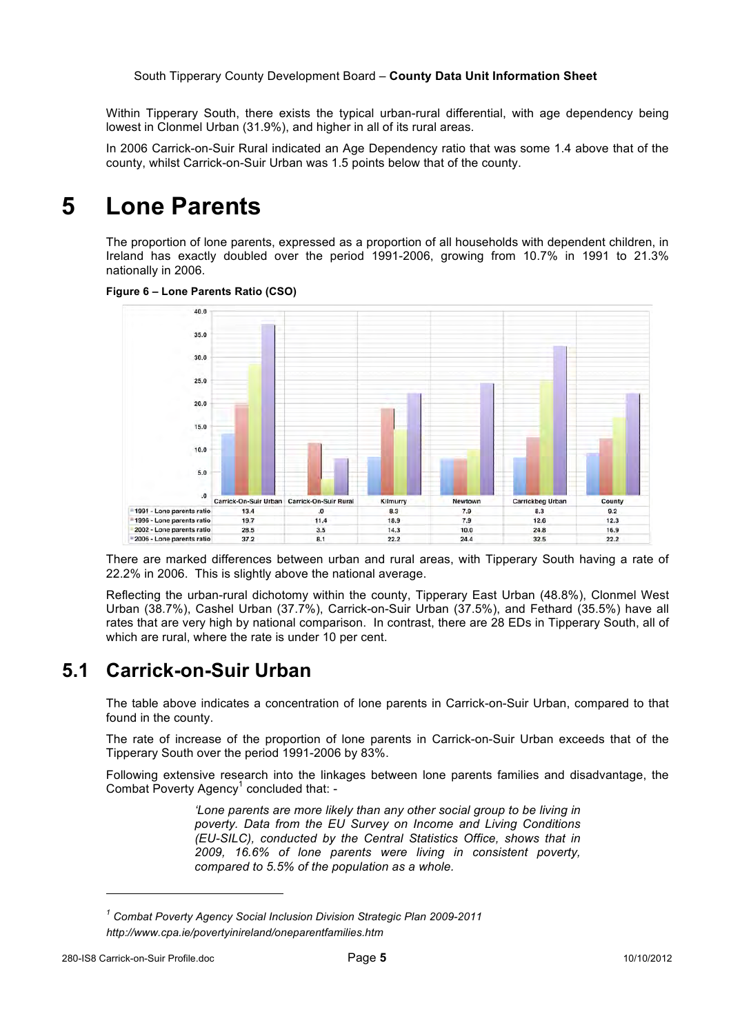Within Tipperary South, there exists the typical urban-rural differential, with age dependency being lowest in Clonmel Urban (31.9%), and higher in all of its rural areas.

In 2006 Carrick-on-Suir Rural indicated an Age Dependency ratio that was some 1.4 above that of the county, whilst Carrick-on-Suir Urban was 1.5 points below that of the county.

# 5 Lone Parents

The proportion of lone parents, expressed as a proportion of all households with dependent children, in Ireland has exactly doubled over the period 1991-2006, growing from 10.7% in 1991 to 21.3% nationally in 2006.

**Figure 6 – Lone Parents Ratio (CSO)**

| | Carrick-On-Suir Urban | Carrick-On-Suir Rural | Kilmurry | Newtown | Carrickbeg Urban | County |
|---|---|---|---|---|---|---|
| 1991 - Lone parents ratio | 13.4 | .0 | 8.3 | 7.9 | 8.3 | 9.2 |
| 1996 - Lone parents ratio | 19.7 | 11.4 | 18.9 | 7.9 | 12.6 | 12.3 |
| 2002 - Lone parents ratio | 28.5 | 3.5 | 14.3 | 10.0 | 24.8 | 16.9 |
| 2006 - Lone parents ratio | 37.2 | 8.1 | 22.2 | 24.4 | 32.5 | 22.2 |

There are marked differences between urban and rural areas, with Tipperary South having a rate of 22.2% in 2006. This is slightly above the national average.

Reflecting the urban-rural dichotomy within the county, Tipperary East Urban (48.8%), Clonmel West Urban (38.7%), Cashel Urban (37.7%), Carrick-on-Suir Urban (37.5%), and Fethard (35.5%) have all rates that are very high by national comparison. In contrast, there are 28 EDs in Tipperary South, all of which are rural, where the rate is under 10 per cent.

## 5.1 Carrick-on-Suir Urban

The table above indicates a concentration of lone parents in Carrick-on-Suir Urban, compared to that found in the county.

The rate of increase of the proportion of lone parents in Carrick-on-Suir Urban exceeds that of the Tipperary South over the period 1991-2006 by 83%.

Following extensive research into the linkages between lone parents families and disadvantage, the Combat Poverty Agency[1] concluded that: -

> *'Lone parents are more likely than any other social group to be living in poverty. Data from the EU Survey on Income and Living Conditions (EU-SILC), conducted by the Central Statistics Office, shows that in 2009, 16.6% of lone parents were living in consistent poverty, compared to 5.5% of the population as a whole.*

[1] *Combat Poverty Agency Social Inclusion Division Strategic Plan 2009-2011*
*http://www.cpa.ie/povertyinireland/oneparentfamilies.htm*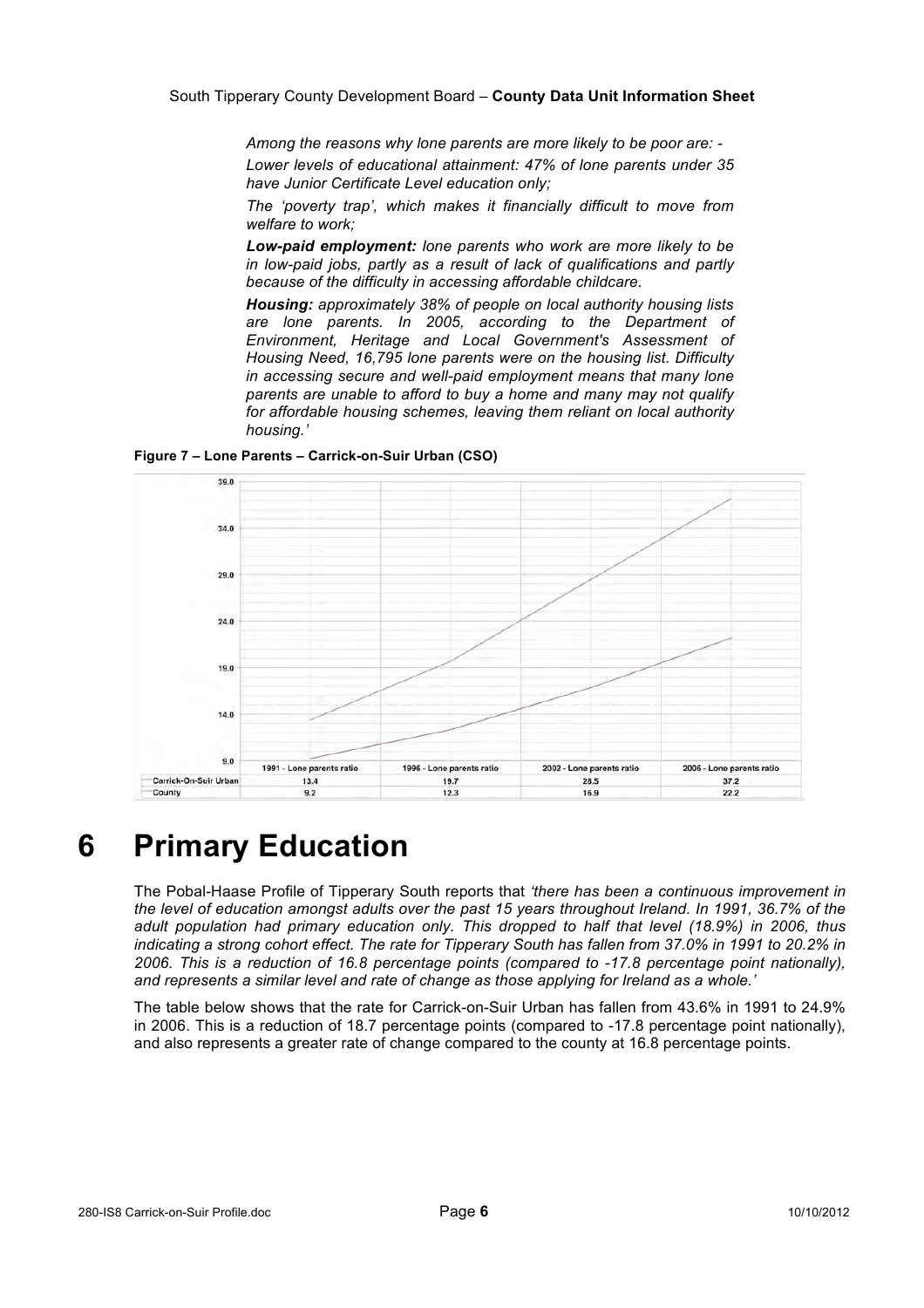*Among the reasons why lone parents are more likely to be poor are: -*

*Lower levels of educational attainment: 47% of lone parents under 35 have Junior Certificate Level education only;*

*The 'poverty trap', which makes it financially difficult to move from welfare to work;*

***Low-paid employment:** lone parents who work are more likely to be in low-paid jobs, partly as a result of lack of qualifications and partly because of the difficulty in accessing affordable childcare.*

***Housing:** approximately 38% of people on local authority housing lists are lone parents. In 2005, according to the Department of Environment, Heritage and Local Government's Assessment of Housing Need, 16,795 lone parents were on the housing list. Difficulty in accessing secure and well-paid employment means that many lone parents are unable to afford to buy a home and many may not qualify for affordable housing schemes, leaving them reliant on local authority housing.'*

**Figure 7 – Lone Parents – Carrick-on-Suir Urban (CSO)**

| | 1991 - Lone parents ratio | 1996 - Lone parents ratio | 2002 - Lone parents ratio | 2006 - Lone parents ratio |
|---|---|---|---|---|
| Carrick-On-Suir Urban | 13.4 | 19.7 | 28.5 | 37.2 |
| County | 9.2 | 12.3 | 16.9 | 22.2 |

# 6 Primary Education

The Pobal-Haase Profile of Tipperary South reports that *'there has been a continuous improvement in the level of education amongst adults over the past 15 years throughout Ireland. In 1991, 36.7% of the adult population had primary education only. This dropped to half that level (18.9%) in 2006, thus indicating a strong cohort effect. The rate for Tipperary South has fallen from 37.0% in 1991 to 20.2% in 2006. This is a reduction of 16.8 percentage points (compared to -17.8 percentage point nationally), and represents a similar level and rate of change as those applying for Ireland as a whole.'*

The table below shows that the rate for Carrick-on-Suir Urban has fallen from 43.6% in 1991 to 24.9% in 2006. This is a reduction of 18.7 percentage points (compared to -17.8 percentage point nationally), and also represents a greater rate of change compared to the county at 16.8 percentage points.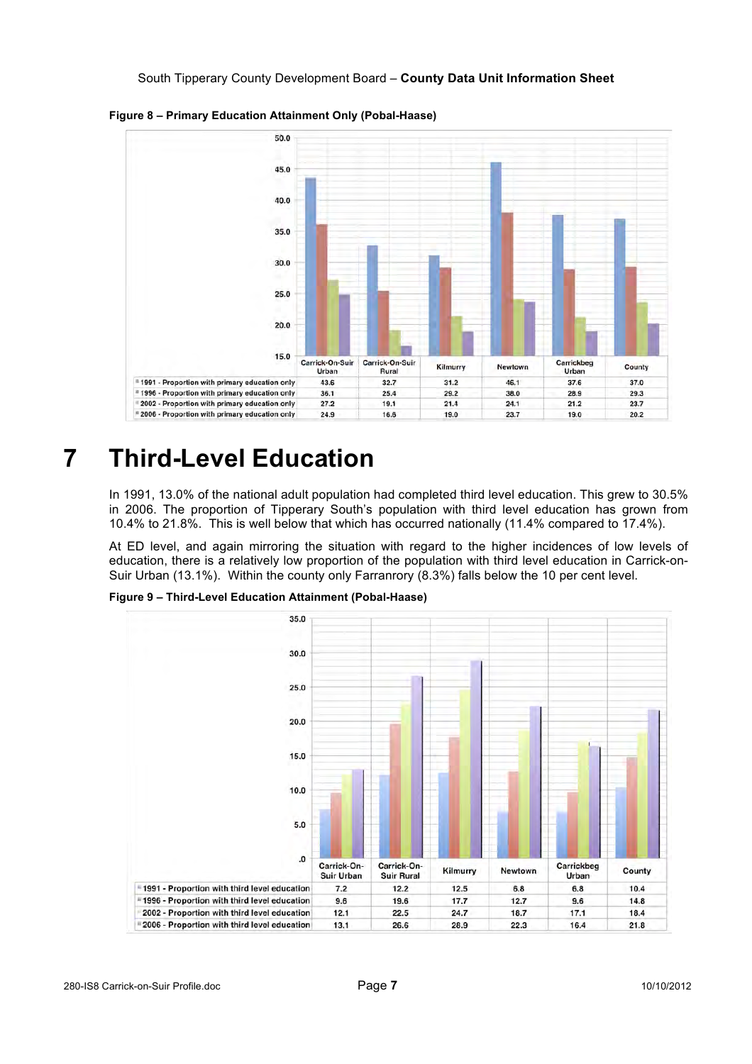**Figure 8 – Primary Education Attainment Only (Pobal-Haase)**

| | Carrick-On-Suir Urban | Carrick-On-Suir Rural | Kilmurry | Newtown | Carrickbeg Urban | County |
|---|---|---|---|---|---|---|
| 1991 - Proportion with primary education only | 43.6 | 32.7 | 31.2 | 46.1 | 37.6 | 37.0 |
| 1996 - Proportion with primary education only | 36.1 | 25.4 | 29.2 | 38.0 | 28.9 | 29.3 |
| 2002 - Proportion with primary education only | 27.2 | 19.1 | 21.4 | 24.1 | 21.2 | 23.7 |
| 2006 - Proportion with primary education only | 24.9 | 16.6 | 19.0 | 23.7 | 19.0 | 20.2 |

# 7 Third-Level Education

In 1991, 13.0% of the national adult population had completed third level education. This grew to 30.5% in 2006. The proportion of Tipperary South's population with third level education has grown from 10.4% to 21.8%. This is well below that which has occurred nationally (11.4% compared to 17.4%).

At ED level, and again mirroring the situation with regard to the higher incidences of low levels of education, there is a relatively low proportion of the population with third level education in Carrick-on-Suir Urban (13.1%). Within the county only Farranrory (8.3%) falls below the 10 per cent level.

**Figure 9 – Third-Level Education Attainment (Pobal-Haase)**

| | Carrick-On-Suir Urban | Carrick-On-Suir Rural | Kilmurry | Newtown | Carrickbeg Urban | County |
|---|---|---|---|---|---|---|
| 1991 - Proportion with third level education | 7.2 | 12.2 | 12.5 | 6.8 | 6.8 | 10.4 |
| 1996 - Proportion with third level education | 9.6 | 19.6 | 17.7 | 12.7 | 9.6 | 14.8 |
| 2002 - Proportion with third level education | 12.1 | 22.5 | 24.7 | 18.7 | 17.1 | 18.4 |
| 2006 - Proportion with third level education | 13.1 | 26.6 | 28.9 | 22.3 | 16.4 | 21.8 |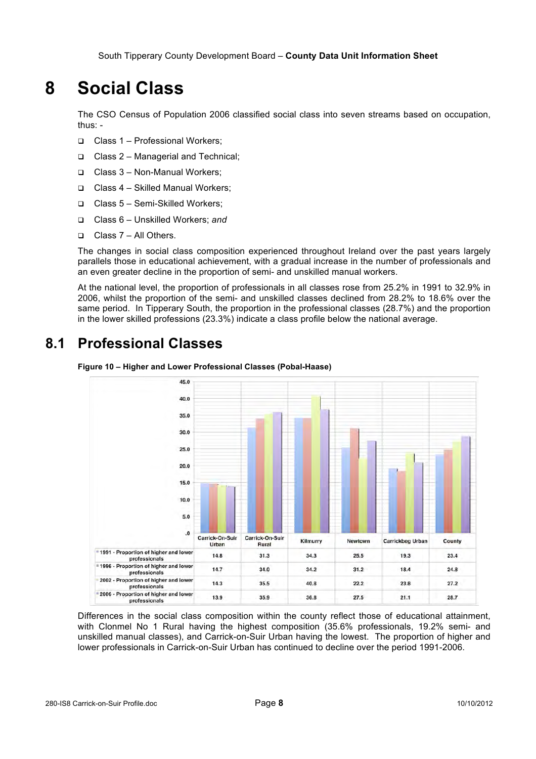# 8 Social Class

The CSO Census of Population 2006 classified social class into seven streams based on occupation, thus: -

- Class 1 – Professional Workers;
- Class 2 – Managerial and Technical;
- Class 3 – Non-Manual Workers;
- Class 4 – Skilled Manual Workers;
- Class 5 – Semi-Skilled Workers;
- Class 6 – Unskilled Workers; *and*
- Class 7 – All Others.

The changes in social class composition experienced throughout Ireland over the past years largely parallels those in educational achievement, with a gradual increase in the number of professionals and an even greater decline in the proportion of semi- and unskilled manual workers.

At the national level, the proportion of professionals in all classes rose from 25.2% in 1991 to 32.9% in 2006, whilst the proportion of the semi- and unskilled classes declined from 28.2% to 18.6% over the same period. In Tipperary South, the proportion in the professional classes (28.7%) and the proportion in the lower skilled professions (23.3%) indicate a class profile below the national average.

## 8.1 Professional Classes

**Figure 10 – Higher and Lower Professional Classes (Pobal-Haase)**

| | Carrick-On-Suir Urban | Carrick-On-Suir Rural | Kilmurry | Newtown | Carrickbeg Urban | County |
|---|---|---|---|---|---|---|
| 1991 - Proportion of higher and lower professionals | 14.8 | 31.3 | 34.3 | 25.5 | 19.3 | 23.4 |
| 1996 - Proportion of higher and lower professionals | 14.7 | 34.0 | 34.2 | 31.2 | 18.4 | 24.8 |
| 2002 - Proportion of higher and lower professionals | 14.3 | 35.5 | 40.8 | 22.2 | 23.8 | 27.2 |
| 2006 - Proportion of higher and lower professionals | 13.9 | 35.9 | 36.8 | 27.5 | 21.1 | 28.7 |

Differences in the social class composition within the county reflect those of educational attainment, with Clonmel No 1 Rural having the highest composition (35.6% professionals, 19.2% semi- and unskilled manual classes), and Carrick-on-Suir Urban having the lowest. The proportion of higher and lower professionals in Carrick-on-Suir Urban has continued to decline over the period 1991-2006.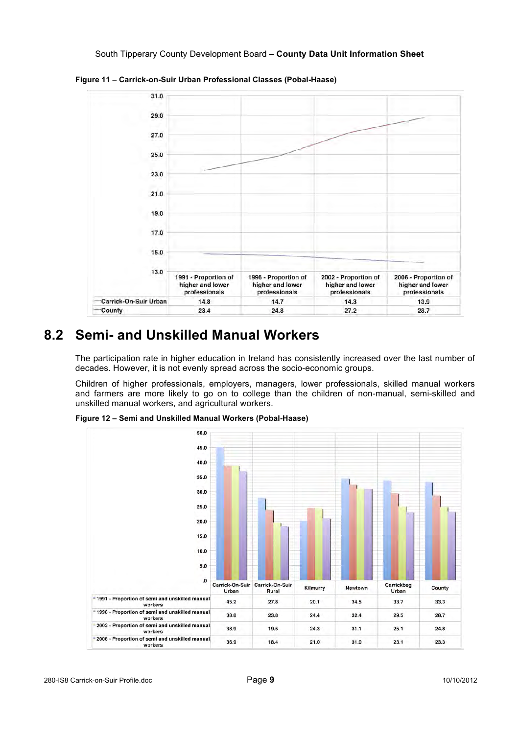**Figure 11 – Carrick-on-Suir Urban Professional Classes (Pobal-Haase)**

| | 1991 - Proportion of higher and lower professionals | 1996 - Proportion of higher and lower professionals | 2002 - Proportion of higher and lower professionals | 2006 - Proportion of higher and lower professionals |
|---|---|---|---|---|
| Carrick-On-Suir Urban | 14.8 | 14.7 | 14.3 | 13.9 |
| County | 23.4 | 24.8 | 27.2 | 28.7 |

## 8.2 Semi- and Unskilled Manual Workers

The participation rate in higher education in Ireland has consistently increased over the last number of decades. However, it is not evenly spread across the socio-economic groups.

Children of higher professionals, employers, managers, lower professionals, skilled manual workers and farmers are more likely to go on to college than the children of non-manual, semi-skilled and unskilled manual workers, and agricultural workers.

**Figure 12 – Semi and Unskilled Manual Workers (Pobal-Haase)**

| | Carrick-On-Suir Urban | Carrick-On-Suir Rural | Kilmurry | Newtown | Carrickbeg Urban | County |
|---|---|---|---|---|---|---|
| 1991 - Proportion of semi and unskilled manual workers | 45.2 | 27.8 | 20.1 | 34.5 | 33.7 | 33.3 |
| 1996 - Proportion of semi and unskilled manual workers | 38.8 | 23.8 | 24.4 | 32.4 | 29.5 | 28.7 |
| 2002 - Proportion of semi and unskilled manual workers | 38.9 | 19.5 | 24.3 | 31.1 | 25.1 | 24.8 |
| 2006 - Proportion of semi and unskilled manual workers | 36.9 | 18.4 | 21.0 | 31.0 | 23.1 | 23.3 |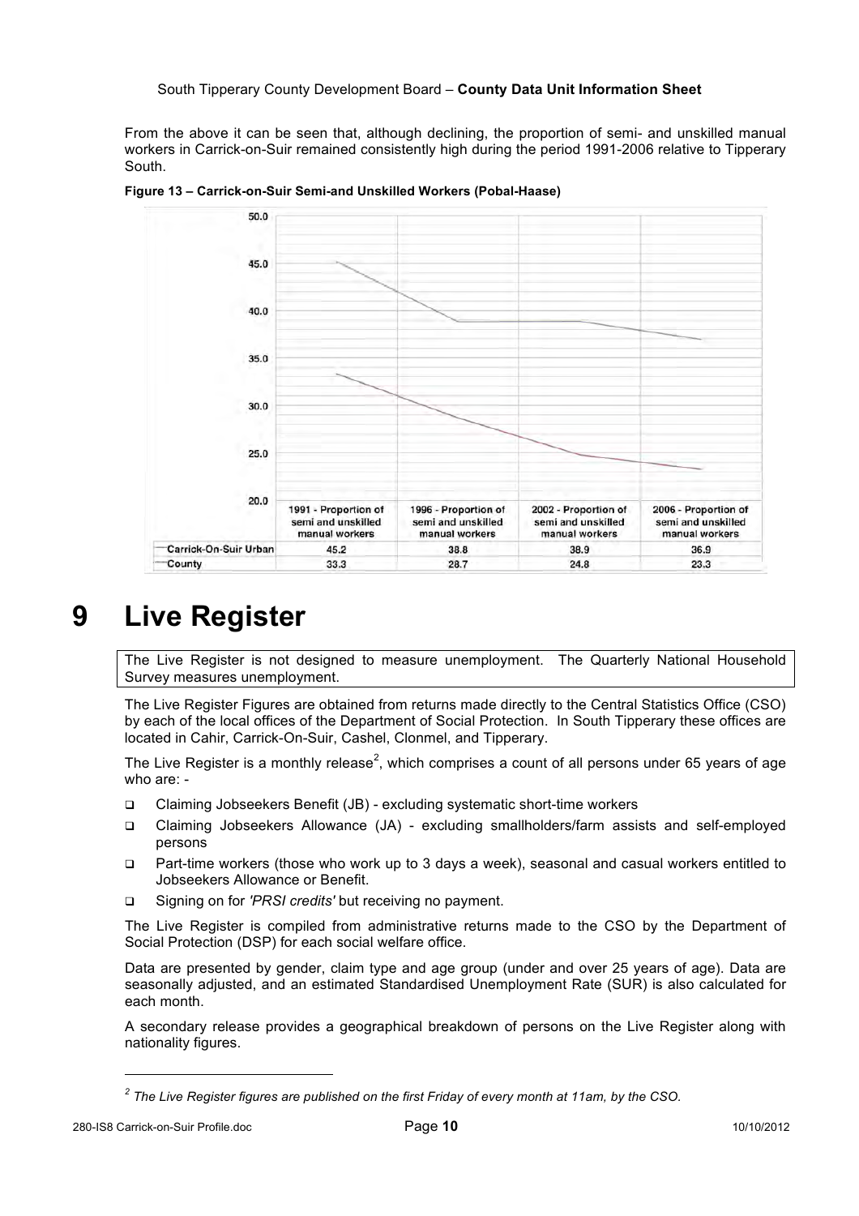From the above it can be seen that, although declining, the proportion of semi- and unskilled manual workers in Carrick-on-Suir remained consistently high during the period 1991-2006 relative to Tipperary South.

**Figure 13 – Carrick-on-Suir Semi-and Unskilled Workers (Pobal-Haase)**

| | 1991 - Proportion of semi and unskilled manual workers | 1996 - Proportion of semi and unskilled manual workers | 2002 - Proportion of semi and unskilled manual workers | 2006 - Proportion of semi and unskilled manual workers |
|---|---|---|---|---|
| Carrick-On-Suir Urban | 45.2 | 38.8 | 38.9 | 36.9 |
| County | 33.3 | 28.7 | 24.8 | 23.3 |

# 9 Live Register

The Live Register is not designed to measure unemployment. The Quarterly National Household Survey measures unemployment.

The Live Register Figures are obtained from returns made directly to the Central Statistics Office (CSO) by each of the local offices of the Department of Social Protection. In South Tipperary these offices are located in Cahir, Carrick-On-Suir, Cashel, Clonmel, and Tipperary.

The Live Register is a monthly release[2], which comprises a count of all persons under 65 years of age who are: -

- Claiming Jobseekers Benefit (JB) - excluding systematic short-time workers
- Claiming Jobseekers Allowance (JA) - excluding smallholders/farm assists and self-employed persons
- Part-time workers (those who work up to 3 days a week), seasonal and casual workers entitled to Jobseekers Allowance or Benefit.
- Signing on for *'PRSI credits'* but receiving no payment.

The Live Register is compiled from administrative returns made to the CSO by the Department of Social Protection (DSP) for each social welfare office.

Data are presented by gender, claim type and age group (under and over 25 years of age). Data are seasonally adjusted, and an estimated Standardised Unemployment Rate (SUR) is also calculated for each month.

A secondary release provides a geographical breakdown of persons on the Live Register along with nationality figures.

[2] *The Live Register figures are published on the first Friday of every month at 11am, by the CSO.*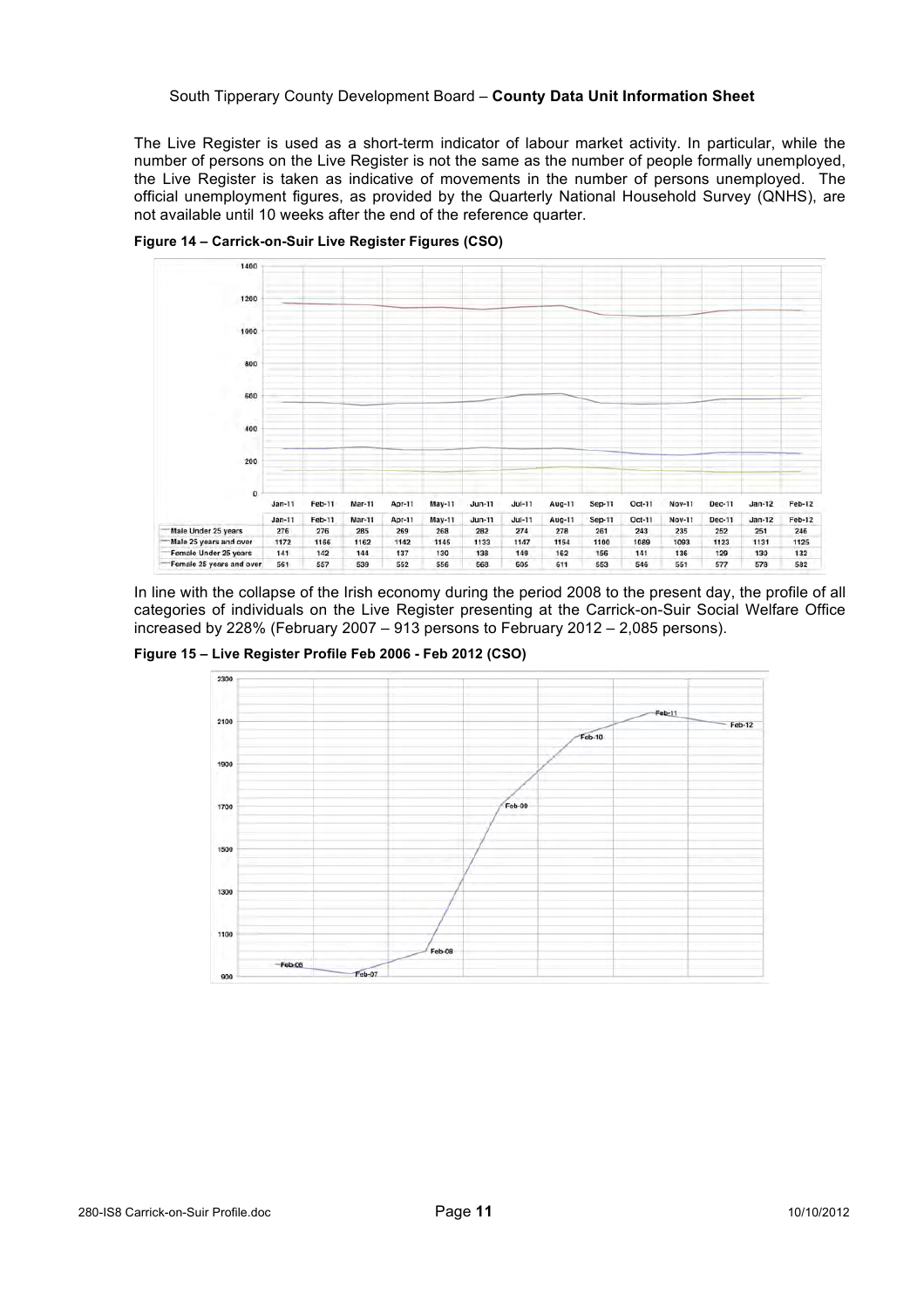The Live Register is used as a short-term indicator of labour market activity. In particular, while the number of persons on the Live Register is not the same as the number of people formally unemployed, the Live Register is taken as indicative of movements in the number of persons unemployed. The official unemployment figures, as provided by the Quarterly National Household Survey (QNHS), are not available until 10 weeks after the end of the reference quarter.

**Figure 14 – Carrick-on-Suir Live Register Figures (CSO)**

| | Jan-11 | Feb-11 | Mar-11 | Apr-11 | May-11 | Jun-11 | Jul-11 | Aug-11 | Sep-11 | Oct-11 | Nov-11 | Dec-11 | Jan-12 | Feb-12 |
|---|---|---|---|---|---|---|---|---|---|---|---|---|---|---|
| Male Under 25 years | 276 | 276 | 285 | 269 | 268 | 282 | 274 | 278 | 261 | 243 | 235 | 252 | 251 | 246 |
| Male 25 years and over | 1172 | 1166 | 1162 | 1142 | 1145 | 1133 | 1147 | 1154 | 1100 | 1089 | 1093 | 1123 | 1131 | 1125 |
| Female Under 25 years | 141 | 142 | 144 | 137 | 130 | 138 | 149 | 162 | 156 | 141 | 136 | 129 | 130 | 132 |
| Female 25 years and over | 561 | 557 | 539 | 552 | 556 | 568 | 605 | 611 | 553 | 546 | 551 | 577 | 578 | 582 |

In line with the collapse of the Irish economy during the period 2008 to the present day, the profile of all categories of individuals on the Live Register presenting at the Carrick-on-Suir Social Welfare Office increased by 228% (February 2007 – 913 persons to February 2012 – 2,085 persons).

**Figure 15 – Live Register Profile Feb 2006 - Feb 2012 (CSO)**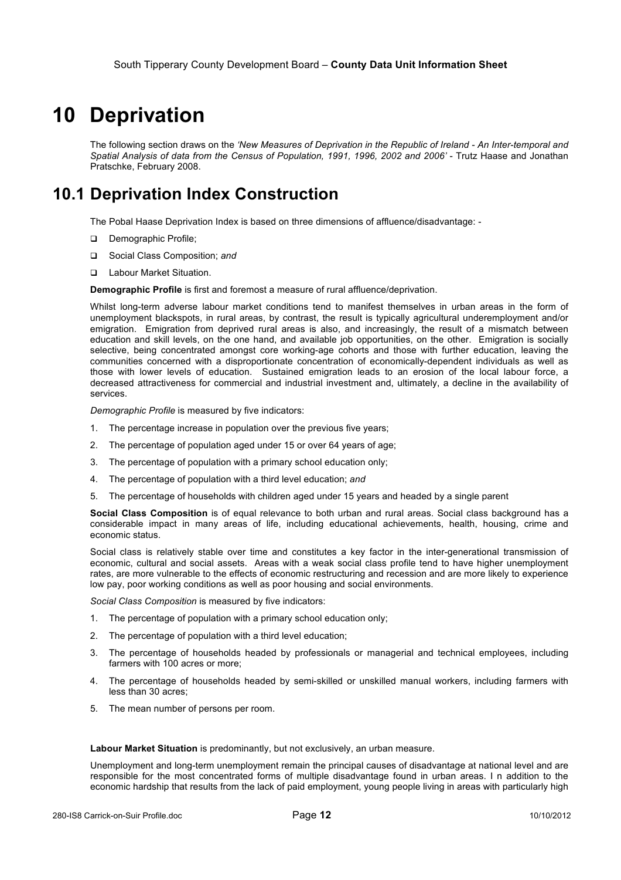# 10 Deprivation

The following section draws on the *'New Measures of Deprivation in the Republic of Ireland - An Inter-temporal and Spatial Analysis of data from the Census of Population, 1991, 1996, 2002 and 2006'* - Trutz Haase and Jonathan Pratschke, February 2008.

## 10.1 Deprivation Index Construction

The Pobal Haase Deprivation Index is based on three dimensions of affluence/disadvantage: -

- Demographic Profile;
- Social Class Composition; *and*
- Labour Market Situation.

**Demographic Profile** is first and foremost a measure of rural affluence/deprivation.

Whilst long-term adverse labour market conditions tend to manifest themselves in urban areas in the form of unemployment blackspots, in rural areas, by contrast, the result is typically agricultural underemployment and/or emigration. Emigration from deprived rural areas is also, and increasingly, the result of a mismatch between education and skill levels, on the one hand, and available job opportunities, on the other. Emigration is socially selective, being concentrated amongst core working-age cohorts and those with further education, leaving the communities concerned with a disproportionate concentration of economically-dependent individuals as well as those with lower levels of education. Sustained emigration leads to an erosion of the local labour force, a decreased attractiveness for commercial and industrial investment and, ultimately, a decline in the availability of services.

*Demographic Profile* is measured by five indicators:

1. The percentage increase in population over the previous five years;
2. The percentage of population aged under 15 or over 64 years of age;
3. The percentage of population with a primary school education only;
4. The percentage of population with a third level education; *and*
5. The percentage of households with children aged under 15 years and headed by a single parent

**Social Class Composition** is of equal relevance to both urban and rural areas. Social class background has a considerable impact in many areas of life, including educational achievements, health, housing, crime and economic status.

Social class is relatively stable over time and constitutes a key factor in the inter-generational transmission of economic, cultural and social assets. Areas with a weak social class profile tend to have higher unemployment rates, are more vulnerable to the effects of economic restructuring and recession and are more likely to experience low pay, poor working conditions as well as poor housing and social environments.

*Social Class Composition* is measured by five indicators:

1. The percentage of population with a primary school education only;
2. The percentage of population with a third level education;
3. The percentage of households headed by professionals or managerial and technical employees, including farmers with 100 acres or more;
4. The percentage of households headed by semi-skilled or unskilled manual workers, including farmers with less than 30 acres;
5. The mean number of persons per room.

**Labour Market Situation** is predominantly, but not exclusively, an urban measure.

Unemployment and long-term unemployment remain the principal causes of disadvantage at national level and are responsible for the most concentrated forms of multiple disadvantage found in urban areas. I n addition to the economic hardship that results from the lack of paid employment, young people living in areas with particularly high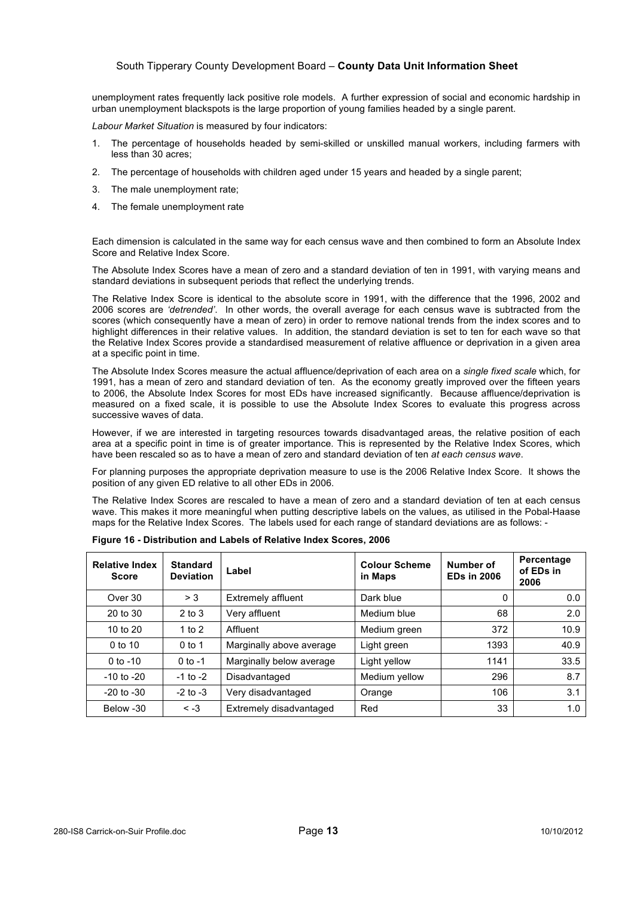unemployment rates frequently lack positive role models. A further expression of social and economic hardship in urban unemployment blackspots is the large proportion of young families headed by a single parent.

*Labour Market Situation* is measured by four indicators:

1. The percentage of households headed by semi-skilled or unskilled manual workers, including farmers with less than 30 acres;
2. The percentage of households with children aged under 15 years and headed by a single parent;
3. The male unemployment rate;
4. The female unemployment rate

Each dimension is calculated in the same way for each census wave and then combined to form an Absolute Index Score and Relative Index Score.

The Absolute Index Scores have a mean of zero and a standard deviation of ten in 1991, with varying means and standard deviations in subsequent periods that reflect the underlying trends.

The Relative Index Score is identical to the absolute score in 1991, with the difference that the 1996, 2002 and 2006 scores are *'detrended'*. In other words, the overall average for each census wave is subtracted from the scores (which consequently have a mean of zero) in order to remove national trends from the index scores and to highlight differences in their relative values. In addition, the standard deviation is set to ten for each wave so that the Relative Index Scores provide a standardised measurement of relative affluence or deprivation in a given area at a specific point in time.

The Absolute Index Scores measure the actual affluence/deprivation of each area on a *single fixed scale* which, for 1991, has a mean of zero and standard deviation of ten. As the economy greatly improved over the fifteen years to 2006, the Absolute Index Scores for most EDs have increased significantly. Because affluence/deprivation is measured on a fixed scale, it is possible to use the Absolute Index Scores to evaluate this progress across successive waves of data.

However, if we are interested in targeting resources towards disadvantaged areas, the relative position of each area at a specific point in time is of greater importance. This is represented by the Relative Index Scores, which have been rescaled so as to have a mean of zero and standard deviation of ten *at each census wave*.

For planning purposes the appropriate deprivation measure to use is the 2006 Relative Index Score. It shows the position of any given ED relative to all other EDs in 2006.

The Relative Index Scores are rescaled to have a mean of zero and a standard deviation of ten at each census wave. This makes it more meaningful when putting descriptive labels on the values, as utilised in the Pobal-Haase maps for the Relative Index Scores. The labels used for each range of standard deviations are as follows: -

**Figure 16 - Distribution and Labels of Relative Index Scores, 2006**

| Relative Index Score | Standard Deviation | Label | Colour Scheme in Maps | Number of EDs in 2006 | Percentage of EDs in 2006 |
|---|---|---|---|---|---|
| Over 30 | > 3 | Extremely affluent | Dark blue | 0 | 0.0 |
| 20 to 30 | 2 to 3 | Very affluent | Medium blue | 68 | 2.0 |
| 10 to 20 | 1 to 2 | Affluent | Medium green | 372 | 10.9 |
| 0 to 10 | 0 to 1 | Marginally above average | Light green | 1393 | 40.9 |
| 0 to -10 | 0 to -1 | Marginally below average | Light yellow | 1141 | 33.5 |
| -10 to -20 | -1 to -2 | Disadvantaged | Medium yellow | 296 | 8.7 |
| -20 to -30 | -2 to -3 | Very disadvantaged | Orange | 106 | 3.1 |
| Below -30 | < -3 | Extremely disadvantaged | Red | 33 | 1.0 |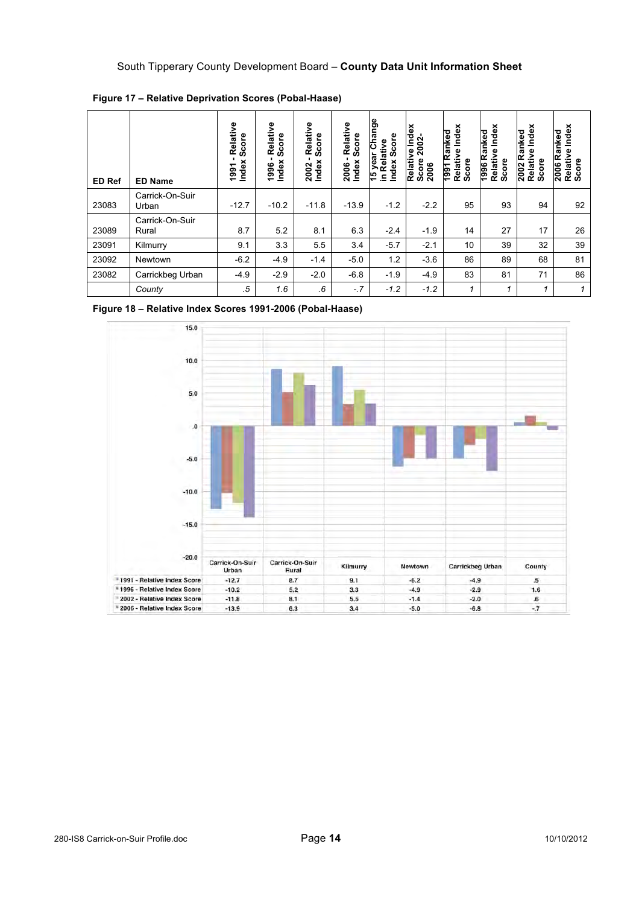**Figure 17 – Relative Deprivation Scores (Pobal-Haase)**

| ED Ref | ED Name | 1991 - Relative Index Score | 1996 - Relative Index Score | 2002 - Relative Index Score | 2006 - Relative Index Score | 15 year Change in Relative Index Score | Relative Index Score 2002-2006 | 1991 Ranked Relative Index Score | 1996 Ranked Relative Index Score | 2002 Ranked Relative Index Score | 2006 Ranked Relative Index Score |
|---|---|---|---|---|---|---|---|---|---|---|---|
| 23083 | Carrick-On-Suir Urban | -12.7 | -10.2 | -11.8 | -13.9 | -1.2 | -2.2 | 95 | 93 | 94 | 92 |
| 23089 | Carrick-On-Suir Rural | 8.7 | 5.2 | 8.1 | 6.3 | -2.4 | -1.9 | 14 | 27 | 17 | 26 |
| 23091 | Kilmurry | 9.1 | 3.3 | 5.5 | 3.4 | -5.7 | -2.1 | 10 | 39 | 32 | 39 |
| 23092 | Newtown | -6.2 | -4.9 | -1.4 | -5.0 | 1.2 | -3.6 | 86 | 89 | 68 | 81 |
| 23082 | Carrickbeg Urban | -4.9 | -2.9 | -2.0 | -6.8 | -1.9 | -4.9 | 83 | 81 | 71 | 86 |
| | *County* | *.5* | *1.6* | *.6* | *-.7* | *-1.2* | *-1.2* | *1* | *1* | *1* | *1* |

**Figure 18 – Relative Index Scores 1991-2006 (Pobal-Haase)**

| | Carrick-On-Suir Urban | Carrick-On-Suir Rural | Kilmurry | Newtown | Carrickbeg Urban | County |
|---|---|---|---|---|---|---|
| 1991 - Relative Index Score | -12.7 | 8.7 | 9.1 | -6.2 | -4.9 | .5 |
| 1996 - Relative Index Score | -10.2 | 5.2 | 3.3 | -4.9 | -2.9 | 1.6 |
| 2002 - Relative Index Score | -11.8 | 8.1 | 5.5 | -1.4 | -2.0 | .6 |
| 2006 - Relative Index Score | -13.9 | 6.3 | 3.4 | -5.0 | -6.8 | -.7 |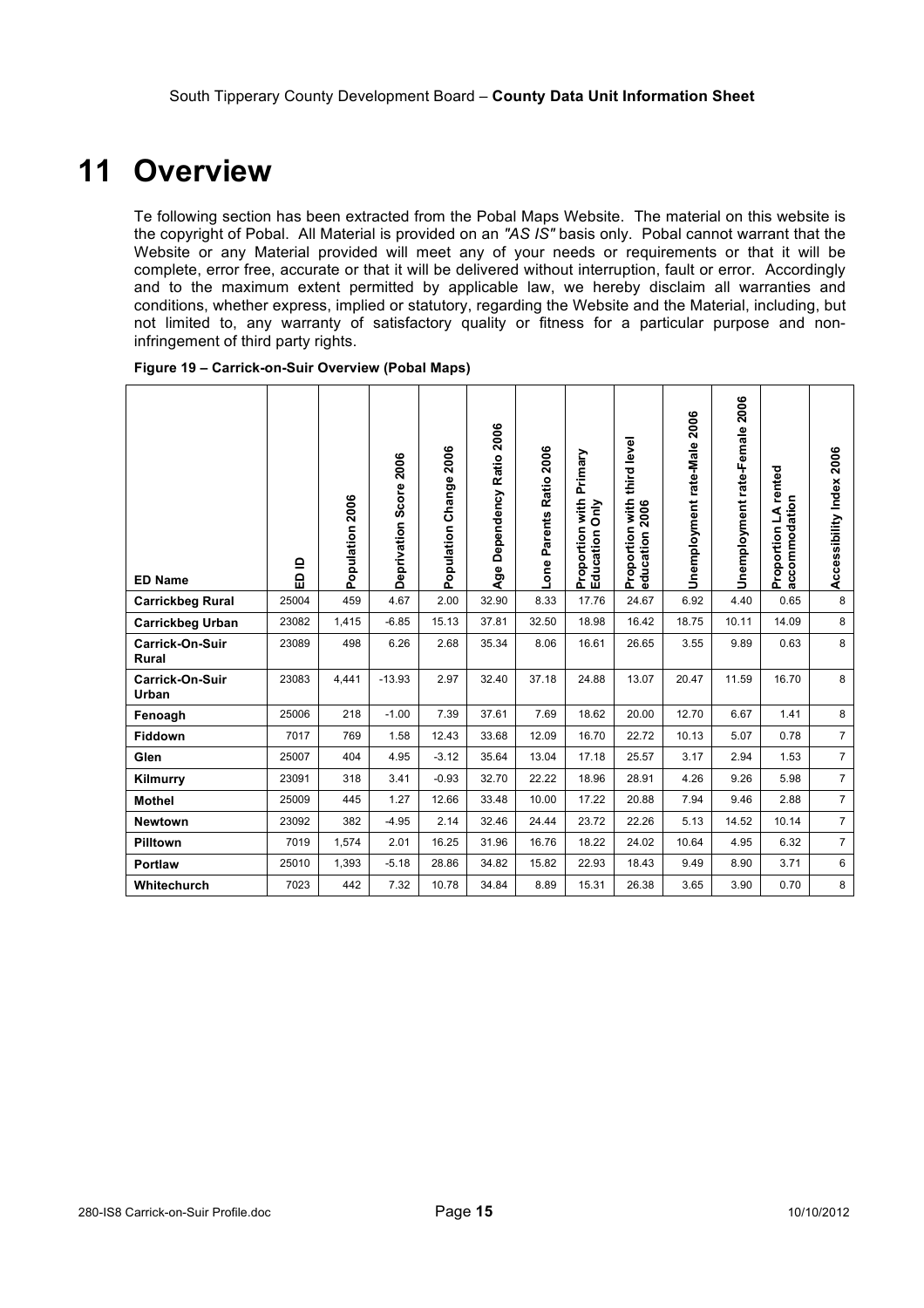# 11 Overview

Te following section has been extracted from the Pobal Maps Website. The material on this website is the copyright of Pobal. All Material is provided on an *"AS IS"* basis only. Pobal cannot warrant that the Website or any Material provided will meet any of your needs or requirements or that it will be complete, error free, accurate or that it will be delivered without interruption, fault or error. Accordingly and to the maximum extent permitted by applicable law, we hereby disclaim all warranties and conditions, whether express, implied or statutory, regarding the Website and the Material, including, but not limited to, any warranty of satisfactory quality or fitness for a particular purpose and non-infringement of third party rights.

**Figure 19 – Carrick-on-Suir Overview (Pobal Maps)**

| ED Name | ED ID | Population 2006 | Deprivation Score 2006 | Population Change 2006 | Age Dependency Ratio 2006 | Lone Parents Ratio 2006 | Proportion with Primary Education Only | Proportion with third level education 2006 | Unemployment rate-Male 2006 | Unemployment rate-Female 2006 | Proportion LA rented accommodation | Accessibility Index 2006 |
|---|---|---|---|---|---|---|---|---|---|---|---|---|
| **Carrickbeg Rural** | 25004 | 459 | 4.67 | 2.00 | 32.90 | 8.33 | 17.76 | 24.67 | 6.92 | 4.40 | 0.65 | 8 |
| **Carrickbeg Urban** | 23082 | 1,415 | -6.85 | 15.13 | 37.81 | 32.50 | 18.98 | 16.42 | 18.75 | 10.11 | 14.09 | 8 |
| **Carrick-On-Suir Rural** | 23089 | 498 | 6.26 | 2.68 | 35.34 | 8.06 | 16.61 | 26.65 | 3.55 | 9.89 | 0.63 | 8 |
| **Carrick-On-Suir Urban** | 23083 | 4,441 | -13.93 | 2.97 | 32.40 | 37.18 | 24.88 | 13.07 | 20.47 | 11.59 | 16.70 | 8 |
| **Fenoagh** | 25006 | 218 | -1.00 | 7.39 | 37.61 | 7.69 | 18.62 | 20.00 | 12.70 | 6.67 | 1.41 | 8 |
| **Fiddown** | 7017 | 769 | 1.58 | 12.43 | 33.68 | 12.09 | 16.70 | 22.72 | 10.13 | 5.07 | 0.78 | 7 |
| **Glen** | 25007 | 404 | 4.95 | -3.12 | 35.64 | 13.04 | 17.18 | 25.57 | 3.17 | 2.94 | 1.53 | 7 |
| **Kilmurry** | 23091 | 318 | 3.41 | -0.93 | 32.70 | 22.22 | 18.96 | 28.91 | 4.26 | 9.26 | 5.98 | 7 |
| **Mothel** | 25009 | 445 | 1.27 | 12.66 | 33.48 | 10.00 | 17.22 | 20.88 | 7.94 | 9.46 | 2.88 | 7 |
| **Newtown** | 23092 | 382 | -4.95 | 2.14 | 32.46 | 24.44 | 23.72 | 22.26 | 5.13 | 14.52 | 10.14 | 7 |
| **Pilltown** | 7019 | 1,574 | 2.01 | 16.25 | 31.96 | 16.76 | 18.22 | 24.02 | 10.64 | 4.95 | 6.32 | 7 |
| **Portlaw** | 25010 | 1,393 | -5.18 | 28.86 | 34.82 | 15.82 | 22.93 | 18.43 | 9.49 | 8.90 | 3.71 | 6 |
| **Whitechurch** | 7023 | 442 | 7.32 | 10.78 | 34.84 | 8.89 | 15.31 | 26.38 | 3.65 | 3.90 | 0.70 | 8 |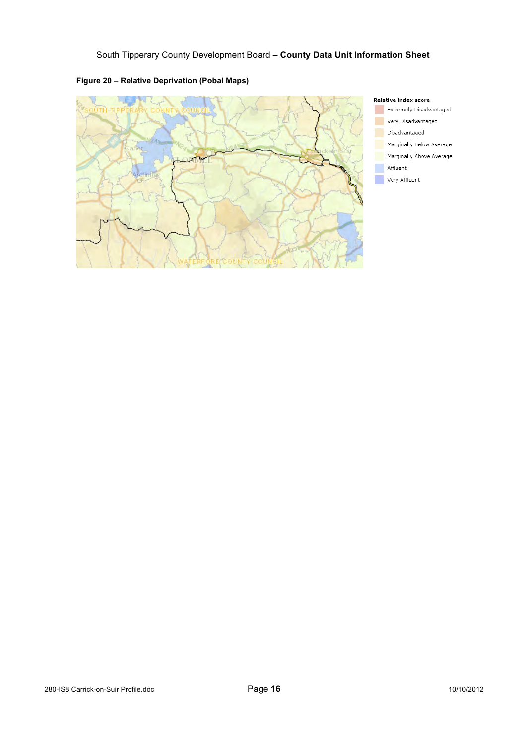**Figure 20 – Relative Deprivation (Pobal Maps)**

**Relative index score**

- Extremely Disadvantaged
- Very Disadvantaged
- Disadvantaged
- Marginally Below Average
- Marginally Above Average
- Affluent
- Very Affluent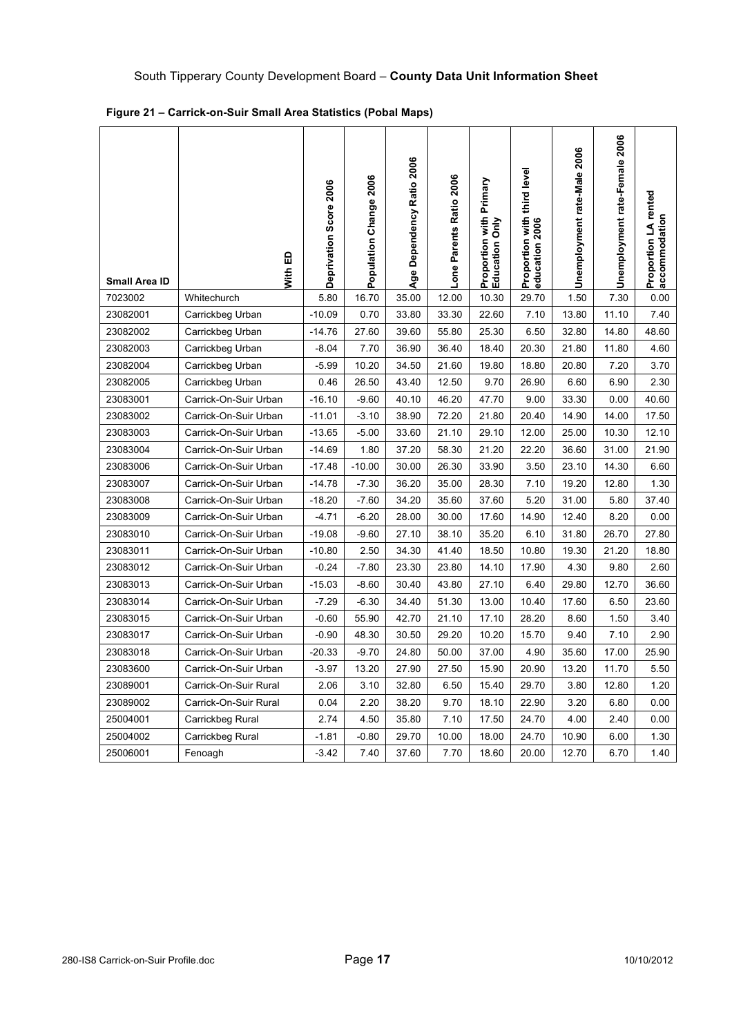South Tipperary County Development Board – **County Data Unit Information Sheet**

**Figure 21 – Carrick-on-Suir Small Area Statistics (Pobal Maps)**

| Small Area ID | With ED | Deprivation Score 2006 | Population Change 2006 | Age Dependency Ratio 2006 | Lone Parents Ratio 2006 | Proportion with Primary Education Only | Proportion with third level education 2006 | Unemployment rate-Male 2006 | Unemployment rate-Female 2006 | Proportion LA rented accommodation |
|---|---|---|---|---|---|---|---|---|---|---|
| 7023002 | Whitechurch | 5.80 | 16.70 | 35.00 | 12.00 | 10.30 | 29.70 | 1.50 | 7.30 | 0.00 |
| 23082001 | Carrickbeg Urban | -10.09 | 0.70 | 33.80 | 33.30 | 22.60 | 7.10 | 13.80 | 11.10 | 7.40 |
| 23082002 | Carrickbeg Urban | -14.76 | 27.60 | 39.60 | 55.80 | 25.30 | 6.50 | 32.80 | 14.80 | 48.60 |
| 23082003 | Carrickbeg Urban | -8.04 | 7.70 | 36.90 | 36.40 | 18.40 | 20.30 | 21.80 | 11.80 | 4.60 |
| 23082004 | Carrickbeg Urban | -5.99 | 10.20 | 34.50 | 21.60 | 19.80 | 18.80 | 20.80 | 7.20 | 3.70 |
| 23082005 | Carrickbeg Urban | 0.46 | 26.50 | 43.40 | 12.50 | 9.70 | 26.90 | 6.60 | 6.90 | 2.30 |
| 23083001 | Carrick-On-Suir Urban | -16.10 | -9.60 | 40.10 | 46.20 | 47.70 | 9.00 | 33.30 | 0.00 | 40.60 |
| 23083002 | Carrick-On-Suir Urban | -11.01 | -3.10 | 38.90 | 72.20 | 21.80 | 20.40 | 14.90 | 14.00 | 17.50 |
| 23083003 | Carrick-On-Suir Urban | -13.65 | -5.00 | 33.60 | 21.10 | 29.10 | 12.00 | 25.00 | 10.30 | 12.10 |
| 23083004 | Carrick-On-Suir Urban | -14.69 | 1.80 | 37.20 | 58.30 | 21.20 | 22.20 | 36.60 | 31.00 | 21.90 |
| 23083006 | Carrick-On-Suir Urban | -17.48 | -10.00 | 30.00 | 26.30 | 33.90 | 3.50 | 23.10 | 14.30 | 6.60 |
| 23083007 | Carrick-On-Suir Urban | -14.78 | -7.30 | 36.20 | 35.00 | 28.30 | 7.10 | 19.20 | 12.80 | 1.30 |
| 23083008 | Carrick-On-Suir Urban | -18.20 | -7.60 | 34.20 | 35.60 | 37.60 | 5.20 | 31.00 | 5.80 | 37.40 |
| 23083009 | Carrick-On-Suir Urban | -4.71 | -6.20 | 28.00 | 30.00 | 17.60 | 14.90 | 12.40 | 8.20 | 0.00 |
| 23083010 | Carrick-On-Suir Urban | -19.08 | -9.60 | 27.10 | 38.10 | 35.20 | 6.10 | 31.80 | 26.70 | 27.80 |
| 23083011 | Carrick-On-Suir Urban | -10.80 | 2.50 | 34.30 | 41.40 | 18.50 | 10.80 | 19.30 | 21.20 | 18.80 |
| 23083012 | Carrick-On-Suir Urban | -0.24 | -7.80 | 23.30 | 23.80 | 14.10 | 17.90 | 4.30 | 9.80 | 2.60 |
| 23083013 | Carrick-On-Suir Urban | -15.03 | -8.60 | 30.40 | 43.80 | 27.10 | 6.40 | 29.80 | 12.70 | 36.60 |
| 23083014 | Carrick-On-Suir Urban | -7.29 | -6.30 | 34.40 | 51.30 | 13.00 | 10.40 | 17.60 | 6.50 | 23.60 |
| 23083015 | Carrick-On-Suir Urban | -0.60 | 55.90 | 42.70 | 21.10 | 17.10 | 28.20 | 8.60 | 1.50 | 3.40 |
| 23083017 | Carrick-On-Suir Urban | -0.90 | 48.30 | 30.50 | 29.20 | 10.20 | 15.70 | 9.40 | 7.10 | 2.90 |
| 23083018 | Carrick-On-Suir Urban | -20.33 | -9.70 | 24.80 | 50.00 | 37.00 | 4.90 | 35.60 | 17.00 | 25.90 |
| 23083600 | Carrick-On-Suir Urban | -3.97 | 13.20 | 27.90 | 27.50 | 15.90 | 20.90 | 13.20 | 11.70 | 5.50 |
| 23089001 | Carrick-On-Suir Rural | 2.06 | 3.10 | 32.80 | 6.50 | 15.40 | 29.70 | 3.80 | 12.80 | 1.20 |
| 23089002 | Carrick-On-Suir Rural | 0.04 | 2.20 | 38.20 | 9.70 | 18.10 | 22.90 | 3.20 | 6.80 | 0.00 |
| 25004001 | Carrickbeg Rural | 2.74 | 4.50 | 35.80 | 7.10 | 17.50 | 24.70 | 4.00 | 2.40 | 0.00 |
| 25004002 | Carrickbeg Rural | -1.81 | -0.80 | 29.70 | 10.00 | 18.00 | 24.70 | 10.90 | 6.00 | 1.30 |
| 25006001 | Fenoagh | -3.42 | 7.40 | 37.60 | 7.70 | 18.60 | 20.00 | 12.70 | 6.70 | 1.40 |